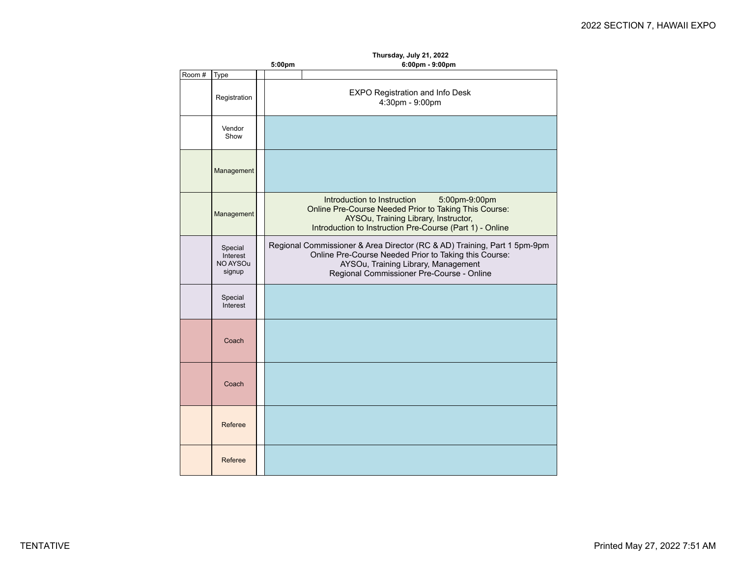2022 SECTION 7, HAWAII EXPO

**Thursday, July 21, 2022**

| Room # | Type | 5:00pm | 6:00pm - 9:00pm |
|---|---|---|---|
| | Registration | EXPO Registration and Info Desk 4:30pm - 9:00pm | |
| | Vendor Show | | |
| | Management | | |
| | Management | Introduction to Instruction 5:00pm-9:00pm<br>Online Pre-Course Needed Prior to Taking This Course:<br>AYSOu, Training Library, Instructor,<br>Introduction to Instruction Pre-Course (Part 1) - Online | |
| | Special Interest NO AYSOu signup | Regional Commissioner & Area Director (RC & AD) Training, Part 1 5pm-9pm<br>Online Pre-Course Needed Prior to Taking this Course:<br>AYSOu, Training Library, Management<br>Regional Commissioner Pre-Course - Online | |
| | Special Interest | | |
| | Coach | | |
| | Coach | | |
| | Referee | | |
| | Referee | | |

TENTATIVE

Printed May 27, 2022 7:51 AM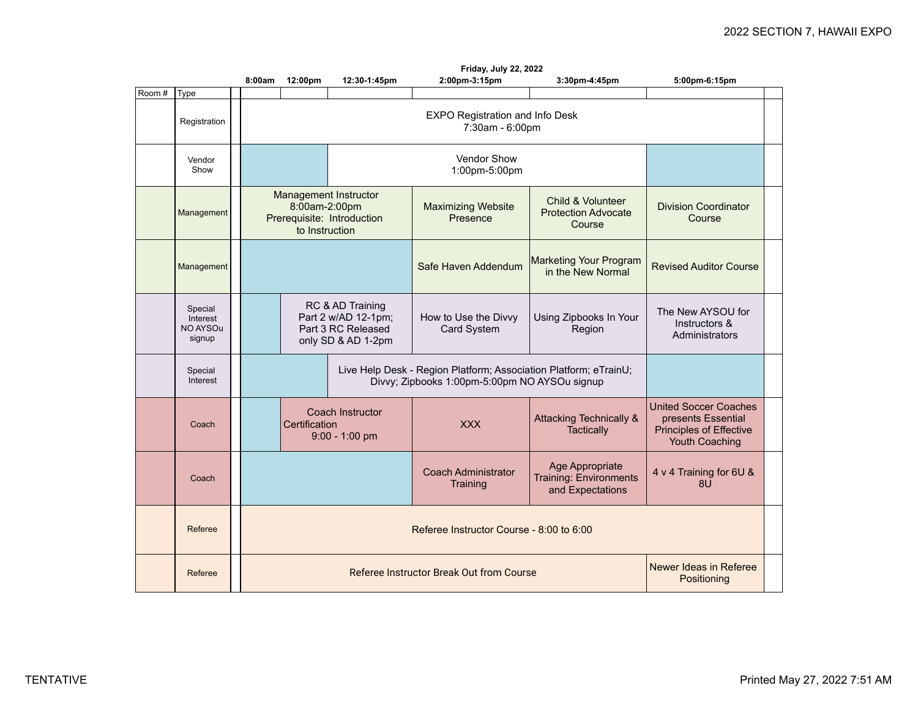2022 SECTION 7, HAWAII EXPO

**Friday, July 22, 2022**

| Room # | Type | 8:00am | 12:00pm | 12:30-1:45pm | 2:00pm-3:15pm | 3:30pm-4:45pm | 5:00pm-6:15pm |
|---|---|---|---|---|---|---|---|
| | Registration | EXPO Registration and Info Desk 7:30am - 6:00pm | | | | | |
| | Vendor Show | | | Vendor Show 1:00pm-5:00pm | | | |
| | Management | Management Instructor 8:00am-2:00pm Prerequisite: Introduction to Instruction | | | Maximizing Website Presence | Child & Volunteer Protection Advocate Course | Division Coordinator Course |
| | Management | | | | Safe Haven Addendum | Marketing Your Program in the New Normal | Revised Auditor Course |
| | Special Interest NO AYSOu signup | | RC & AD Training Part 2 w/AD 12-1pm; Part 3 RC Released only SD & AD 1-2pm | | How to Use the Divvy Card System | Using Zipbooks In Your Region | The New AYSOU for Instructors & Administrators |
| | Special Interest | | | Live Help Desk - Region Platform; Association Platform; eTrainU; Divvy; Zipbooks 1:00pm-5:00pm NO AYSOu signup | | | |
| | Coach | | Coach Instructor Certification 9:00 - 1:00 pm | | XXX | Attacking Technically & Tactically | United Soccer Coaches presents Essential Principles of Effective Youth Coaching |
| | Coach | | | | Coach Administrator Training | Age Appropriate Training: Environments and Expectations | 4 v 4 Training for 6U & 8U |
| | Referee | Referee Instructor Course - 8:00 to 6:00 | | | | | |
| | Referee | Referee Instructor Break Out from Course | | | | | Newer Ideas in Referee Positioning |

TENTATIVE

Printed May 27, 2022 7:51 AM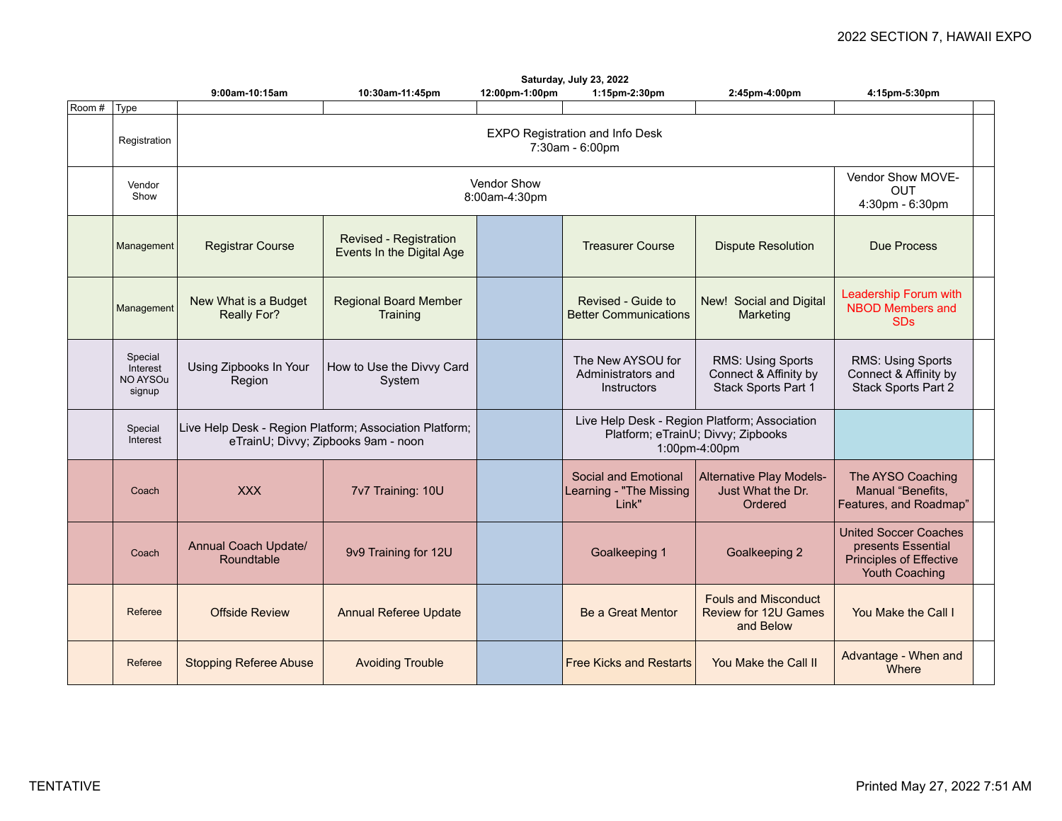2022 SECTION 7, HAWAII EXPO

**Saturday, July 23, 2022**

| Room # | Type | 9:00am-10:15am | 10:30am-11:45pm | 12:00pm-1:00pm | 1:15pm-2:30pm | 2:45pm-4:00pm | 4:15pm-5:30pm | |
|---|---|---|---|---|---|---|---|---|
| | Registration | EXPO Registration and Info Desk 7:30am - 6:00pm | | | | | | |
| | Vendor Show | Vendor Show 8:00am-4:30pm | | | | | Vendor Show MOVE-OUT 4:30pm - 6:30pm | |
| | Management | Registrar Course | Revised - Registration Events In the Digital Age | | Treasurer Course | Dispute Resolution | Due Process | |
| | Management | New What is a Budget Really For? | Regional Board Member Training | | Revised - Guide to Better Communications | New! Social and Digital Marketing | Leadership Forum with NBOD Members and SDs | |
| | Special Interest NO AYSOu signup | Using Zipbooks In Your Region | How to Use the Divvy Card System | | The New AYSOU for Administrators and Instructors | RMS: Using Sports Connect & Affinity by Stack Sports Part 1 | RMS: Using Sports Connect & Affinity by Stack Sports Part 2 | |
| | Special Interest | Live Help Desk - Region Platform; Association Platform; eTrainU; Divvy; Zipbooks 9am - noon | | | Live Help Desk - Region Platform; Association Platform; eTrainU; Divvy; Zipbooks 1:00pm-4:00pm | | | |
| | Coach | XXX | 7v7 Training: 10U | | Social and Emotional Learning - "The Missing Link" | Alternative Play Models- Just What the Dr. Ordered | The AYSO Coaching Manual "Benefits, Features, and Roadmap" | |
| | Coach | Annual Coach Update/ Roundtable | 9v9 Training for 12U | | Goalkeeping 1 | Goalkeeping 2 | United Soccer Coaches presents Essential Principles of Effective Youth Coaching | |
| | Referee | Offside Review | Annual Referee Update | | Be a Great Mentor | Fouls and Misconduct Review for 12U Games and Below | You Make the Call I | |
| | Referee | Stopping Referee Abuse | Avoiding Trouble | | Free Kicks and Restarts | You Make the Call II | Advantage - When and Where | |

TENTATIVE

Printed May 27, 2022 7:51 AM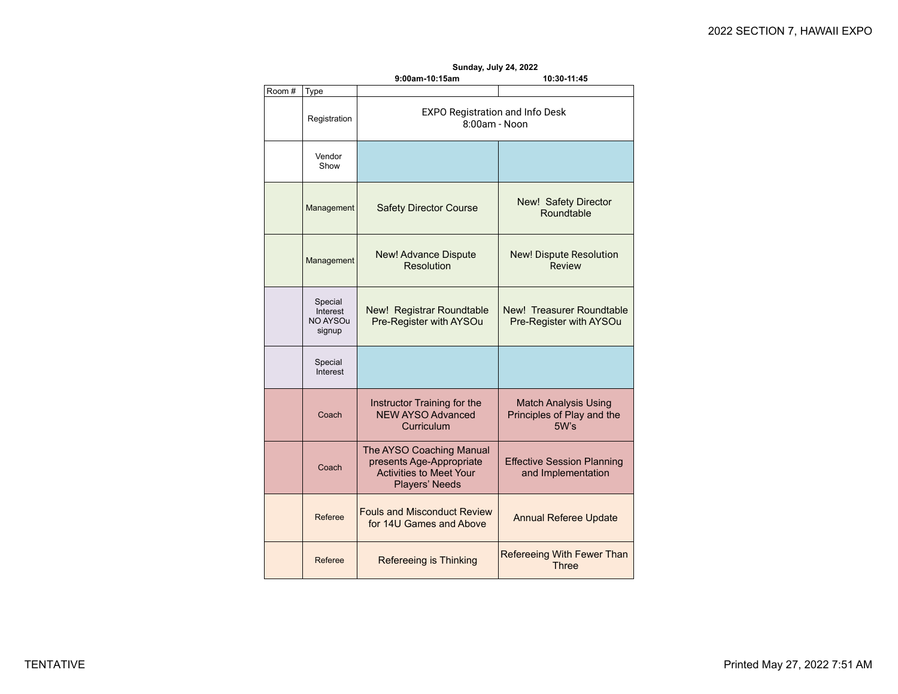**Sunday, July 24, 2022**

| Room # | Type | 9:00am-10:15am | 10:30-11:45 |
|---|---|---|---|
| | Registration | EXPO Registration and Info Desk 8:00am - Noon | |
| | Vendor Show | | |
| | Management | Safety Director Course | New! Safety Director Roundtable |
| | Management | New! Advance Dispute Resolution | New! Dispute Resolution Review |
| | Special Interest NO AYSOu signup | New! Registrar Roundtable Pre-Register with AYSOu | New! Treasurer Roundtable Pre-Register with AYSOu |
| | Special Interest | | |
| | Coach | Instructor Training for the NEW AYSO Advanced Curriculum | Match Analysis Using Principles of Play and the 5W's |
| | Coach | The AYSO Coaching Manual presents Age-Appropriate Activities to Meet Your Players' Needs | Effective Session Planning and Implementation |
| | Referee | Fouls and Misconduct Review for 14U Games and Above | Annual Referee Update |
| | Referee | Refereeing is Thinking | Refereeing With Fewer Than Three |

TENTATIVE

Printed May 27, 2022 7:51 AM